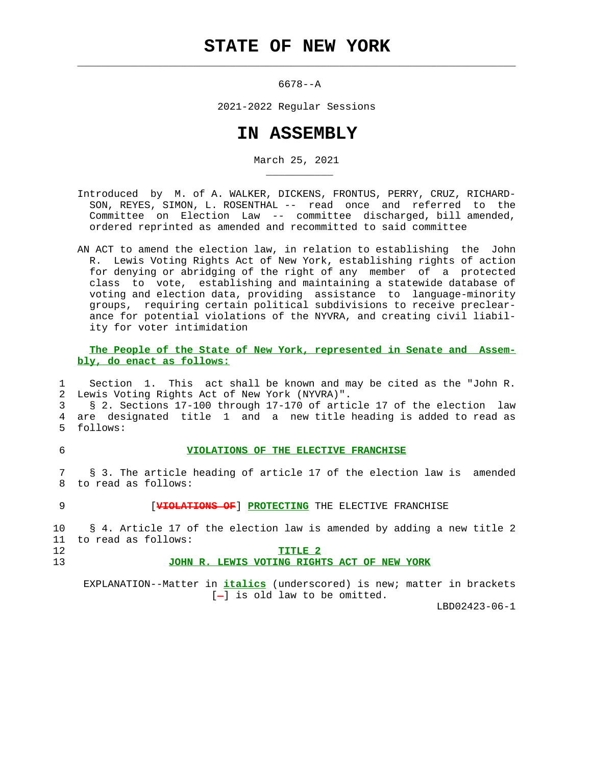# STATE OF NEW YORK

6678--A

2021-2022 Regular Sessions

# IN ASSEMBLY

March 25, 2021

Introduced by M. of A. WALKER, DICKENS, FRONTUS, PERRY, CRUZ, RICHARDSON, REYES, SIMON, L. ROSENTHAL -- read once and referred to the Committee on Election Law -- committee discharged, bill amended, ordered reprinted as amended and recommitted to said committee

AN ACT to amend the election law, in relation to establishing the John R. Lewis Voting Rights Act of New York, establishing rights of action for denying or abridging of the right of any member of a protected class to vote, establishing and maintaining a statewide database of voting and election data, providing assistance to language-minority groups, requiring certain political subdivisions to receive preclearance for potential violations of the NYVRA, and creating civil liability for voter intimidation

**The People of the State of New York, represented in Senate and Assembly, do enact as follows:**

1 Section 1. This act shall be known and may be cited as the "John R.
2 Lewis Voting Rights Act of New York (NYVRA)".
3 § 2. Sections 17-100 through 17-170 of article 17 of the election law
4 are designated title 1 and a new title heading is added to read as
5 follows:

6 **VIOLATIONS OF THE ELECTIVE FRANCHISE**

7 § 3. The article heading of article 17 of the election law is amended
8 to read as follows:

9 [~~VIOLATIONS OF~~] **PROTECTING** THE ELECTIVE FRANCHISE

10 § 4. Article 17 of the election law is amended by adding a new title 2
11 to read as follows:

12 **TITLE 2**

13 **JOHN R. LEWIS VOTING RIGHTS ACT OF NEW YORK**

EXPLANATION--Matter in ***italics*** (underscored) is new; matter in brackets [-] is old law to be omitted.

LBD02423-06-1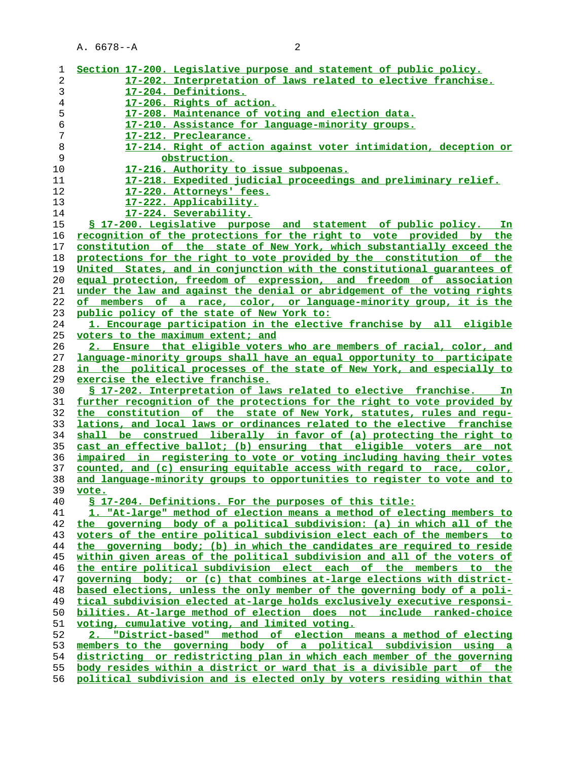Section 17-200. Legislative purpose and statement of public policy.
17-202. Interpretation of laws related to elective franchise.
17-204. Definitions.
17-206. Rights of action.
17-208. Maintenance of voting and election data.
17-210. Assistance for language-minority groups.
17-212. Preclearance.
17-214. Right of action against voter intimidation, deception or obstruction.
17-216. Authority to issue subpoenas.
17-218. Expedited judicial proceedings and preliminary relief.
17-220. Attorneys' fees.
17-222. Applicability.
17-224. Severability.

§ 17-200. Legislative purpose and statement of public policy. In recognition of the protections for the right to vote provided by the constitution of the state of New York, which substantially exceed the protections for the right to vote provided by the constitution of the United States, and in conjunction with the constitutional guarantees of equal protection, freedom of expression, and freedom of association under the law and against the denial or abridgement of the voting rights of members of a race, color, or language-minority group, it is the public policy of the state of New York to:

1. Encourage participation in the elective franchise by all eligible voters to the maximum extent; and

2. Ensure that eligible voters who are members of racial, color, and language-minority groups shall have an equal opportunity to participate in the political processes of the state of New York, and especially to exercise the elective franchise.

§ 17-202. Interpretation of laws related to elective franchise. In further recognition of the protections for the right to vote provided by the constitution of the state of New York, statutes, rules and regulations, and local laws or ordinances related to the elective franchise shall be construed liberally in favor of (a) protecting the right to cast an effective ballot; (b) ensuring that eligible voters are not impaired in registering to vote or voting including having their votes counted, and (c) ensuring equitable access with regard to race, color, and language-minority groups to opportunities to register to vote and to vote.

§ 17-204. Definitions. For the purposes of this title:

1. "At-large" method of election means a method of electing members to the governing body of a political subdivision: (a) in which all of the voters of the entire political subdivision elect each of the members to the governing body; (b) in which the candidates are required to reside within given areas of the political subdivision and all of the voters of the entire political subdivision elect each of the members to the governing body; or (c) that combines at-large elections with district-based elections, unless the only member of the governing body of a political subdivision elected at-large holds exclusively executive responsibilities. At-large method of election does not include ranked-choice voting, cumulative voting, and limited voting.

2. "District-based" method of election means a method of electing members to the governing body of a political subdivision using a districting or redistricting plan in which each member of the governing body resides within a district or ward that is a divisible part of the political subdivision and is elected only by voters residing within that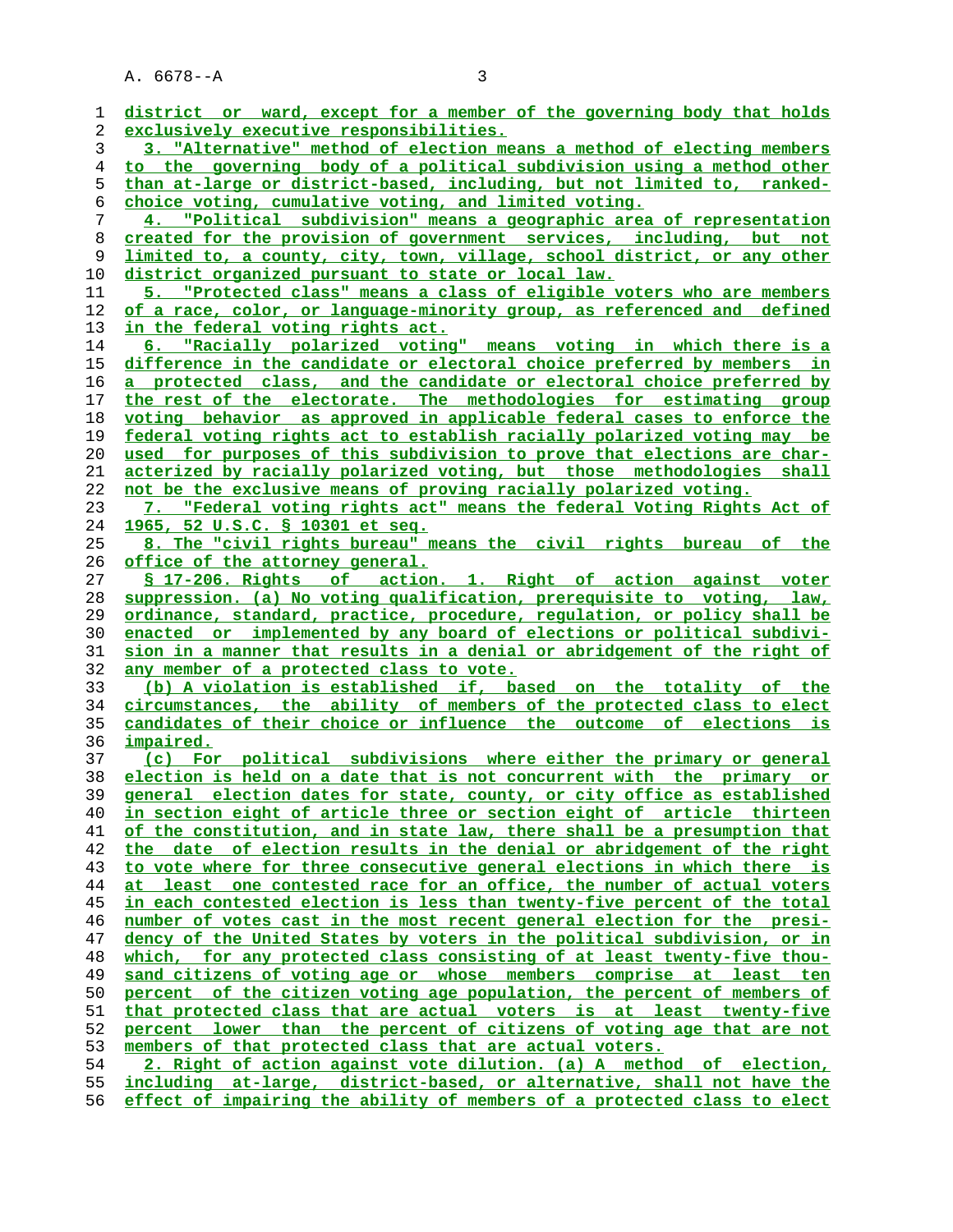district or ward, except for a member of the governing body that holds exclusively executive responsibilities.

3. "Alternative" method of election means a method of electing members to the governing body of a political subdivision using a method other than at-large or district-based, including, but not limited to, ranked-choice voting, cumulative voting, and limited voting.

4. "Political subdivision" means a geographic area of representation created for the provision of government services, including, but not limited to, a county, city, town, village, school district, or any other district organized pursuant to state or local law.

5. "Protected class" means a class of eligible voters who are members of a race, color, or language-minority group, as referenced and defined in the federal voting rights act.

6. "Racially polarized voting" means voting in which there is a difference in the candidate or electoral choice preferred by members in a protected class, and the candidate or electoral choice preferred by the rest of the electorate. The methodologies for estimating group voting behavior as approved in applicable federal cases to enforce the federal voting rights act to establish racially polarized voting may be used for purposes of this subdivision to prove that elections are characterized by racially polarized voting, but those methodologies shall not be the exclusive means of proving racially polarized voting.

7. "Federal voting rights act" means the federal Voting Rights Act of 1965, 52 U.S.C. § 10301 et seq.

8. The "civil rights bureau" means the civil rights bureau of the office of the attorney general.

§ 17-206. Rights of action. 1. Right of action against voter suppression. (a) No voting qualification, prerequisite to voting, law, ordinance, standard, practice, procedure, regulation, or policy shall be enacted or implemented by any board of elections or political subdivision in a manner that results in a denial or abridgement of the right of any member of a protected class to vote.

(b) A violation is established if, based on the totality of the circumstances, the ability of members of the protected class to elect candidates of their choice or influence the outcome of elections is impaired.

(c) For political subdivisions where either the primary or general election is held on a date that is not concurrent with the primary or general election dates for state, county, or city office as established in section eight of article three or section eight of article thirteen of the constitution, and in state law, there shall be a presumption that the date of election results in the denial or abridgement of the right to vote where for three consecutive general elections in which there is at least one contested race for an office, the number of actual voters in each contested election is less than twenty-five percent of the total number of votes cast in the most recent general election for the presidency of the United States by voters in the political subdivision, or in which, for any protected class consisting of at least twenty-five thousand citizens of voting age or whose members comprise at least ten percent of the citizen voting age population, the percent of members of that protected class that are actual voters is at least twenty-five percent lower than the percent of citizens of voting age that are not members of that protected class that are actual voters.

2. Right of action against vote dilution. (a) A method of election, including at-large, district-based, or alternative, shall not have the effect of impairing the ability of members of a protected class to elect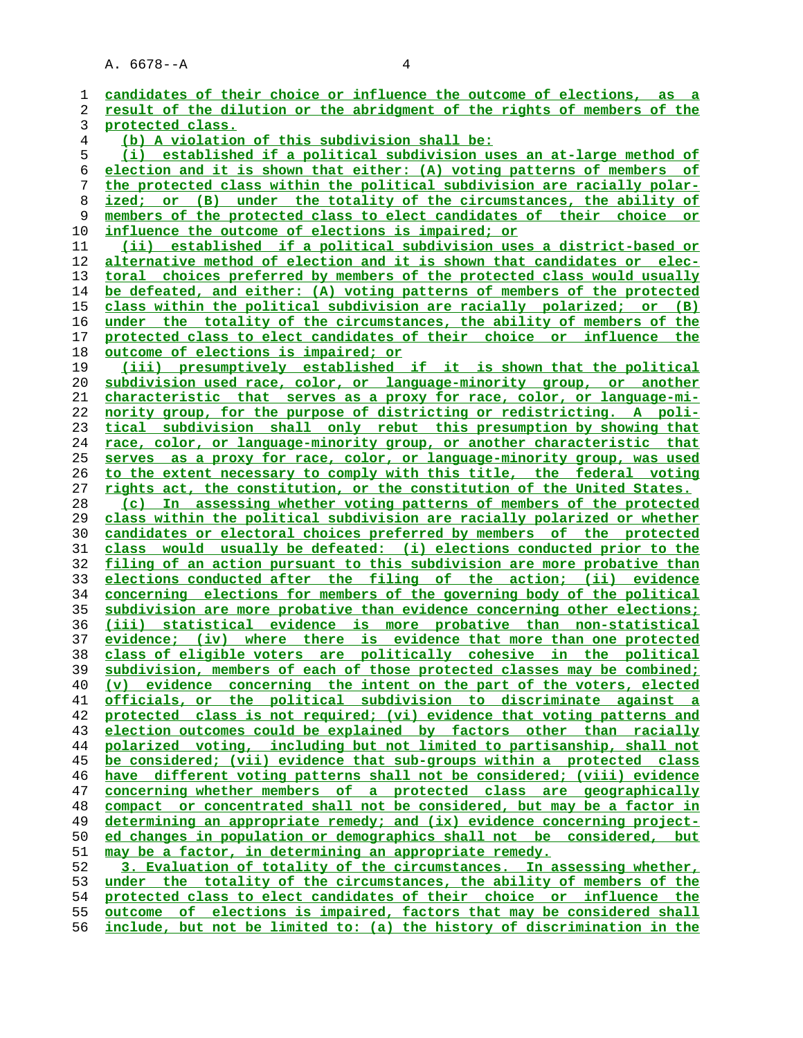candidates of their choice or influence the outcome of elections, as a result of the dilution or the abridgment of the rights of members of the protected class.

(b) A violation of this subdivision shall be:

(i) established if a political subdivision uses an at-large method of election and it is shown that either: (A) voting patterns of members of the protected class within the political subdivision are racially polarized; or (B) under the totality of the circumstances, the ability of members of the protected class to elect candidates of their choice or influence the outcome of elections is impaired; or

(ii) established if a political subdivision uses a district-based or alternative method of election and it is shown that candidates or electoral choices preferred by members of the protected class would usually be defeated, and either: (A) voting patterns of members of the protected class within the political subdivision are racially polarized; or (B) under the totality of the circumstances, the ability of members of the protected class to elect candidates of their choice or influence the outcome of elections is impaired; or

(iii) presumptively established if it is shown that the political subdivision used race, color, or language-minority group, or another characteristic that serves as a proxy for race, color, or language-minority group, for the purpose of districting or redistricting. A political subdivision shall only rebut this presumption by showing that race, color, or language-minority group, or another characteristic that serves as a proxy for race, color, or language-minority group, was used to the extent necessary to comply with this title, the federal voting rights act, the constitution, or the constitution of the United States.

(c) In assessing whether voting patterns of members of the protected class within the political subdivision are racially polarized or whether candidates or electoral choices preferred by members of the protected class would usually be defeated: (i) elections conducted prior to the filing of an action pursuant to this subdivision are more probative than elections conducted after the filing of the action; (ii) evidence concerning elections for members of the governing body of the political subdivision are more probative than evidence concerning other elections; (iii) statistical evidence is more probative than non-statistical evidence; (iv) where there is evidence that more than one protected class of eligible voters are politically cohesive in the political subdivision, members of each of those protected classes may be combined; (v) evidence concerning the intent on the part of the voters, elected officials, or the political subdivision to discriminate against a protected class is not required; (vi) evidence that voting patterns and election outcomes could be explained by factors other than racially polarized voting, including but not limited to partisanship, shall not be considered; (vii) evidence that sub-groups within a protected class have different voting patterns shall not be considered; (viii) evidence concerning whether members of a protected class are geographically compact or concentrated shall not be considered, but may be a factor in determining an appropriate remedy; and (ix) evidence concerning projected changes in population or demographics shall not be considered, but may be a factor, in determining an appropriate remedy.

3. Evaluation of totality of the circumstances. In assessing whether, under the totality of the circumstances, the ability of members of the protected class to elect candidates of their choice or influence the outcome of elections is impaired, factors that may be considered shall include, but not be limited to: (a) the history of discrimination in the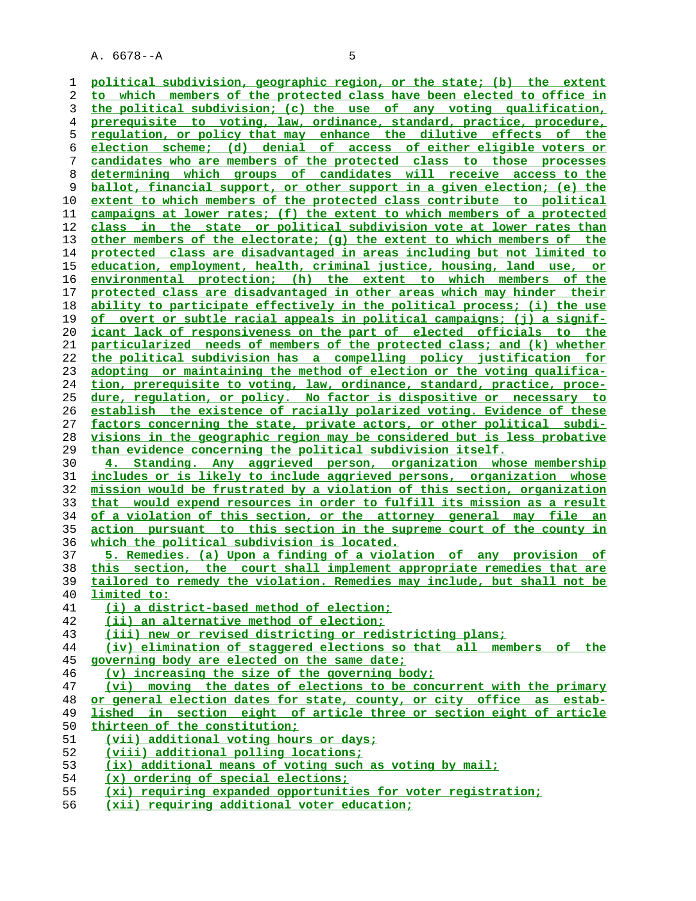political subdivision, geographic region, or the state; (b) the extent to which members of the protected class have been elected to office in the political subdivision; (c) the use of any voting qualification, prerequisite to voting, law, ordinance, standard, practice, procedure, regulation, or policy that may enhance the dilutive effects of the election scheme; (d) denial of access of either eligible voters or candidates who are members of the protected class to those processes determining which groups of candidates will receive access to the ballot, financial support, or other support in a given election; (e) the extent to which members of the protected class contribute to political campaigns at lower rates; (f) the extent to which members of a protected class in the state or political subdivision vote at lower rates than other members of the electorate; (g) the extent to which members of the protected class are disadvantaged in areas including but not limited to education, employment, health, criminal justice, housing, land use, or environmental protection; (h) the extent to which members of the protected class are disadvantaged in other areas which may hinder their ability to participate effectively in the political process; (i) the use of overt or subtle racial appeals in political campaigns; (j) a significant lack of responsiveness on the part of elected officials to the particularized needs of members of the protected class; and (k) whether the political subdivision has a compelling policy justification for adopting or maintaining the method of election or the voting qualification, prerequisite to voting, law, ordinance, standard, practice, procedure, regulation, or policy. No factor is dispositive or necessary to establish the existence of racially polarized voting. Evidence of these factors concerning the state, private actors, or other political subdivisions in the geographic region may be considered but is less probative than evidence concerning the political subdivision itself.

4. Standing. Any aggrieved person, organization whose membership includes or is likely to include aggrieved persons, organization whose mission would be frustrated by a violation of this section, organization that would expend resources in order to fulfill its mission as a result of a violation of this section, or the attorney general may file an action pursuant to this section in the supreme court of the county in which the political subdivision is located.

5. Remedies. (a) Upon a finding of a violation of any provision of this section, the court shall implement appropriate remedies that are tailored to remedy the violation. Remedies may include, but shall not be limited to:

(i) a district-based method of election;

(ii) an alternative method of election;

(iii) new or revised districting or redistricting plans;

(iv) elimination of staggered elections so that all members of the governing body are elected on the same date;

(v) increasing the size of the governing body;

(vi) moving the dates of elections to be concurrent with the primary or general election dates for state, county, or city office as established in section eight of article three or section eight of article thirteen of the constitution;

(vii) additional voting hours or days;

(viii) additional polling locations;

(ix) additional means of voting such as voting by mail;

(x) ordering of special elections;

(xi) requiring expanded opportunities for voter registration;

(xii) requiring additional voter education;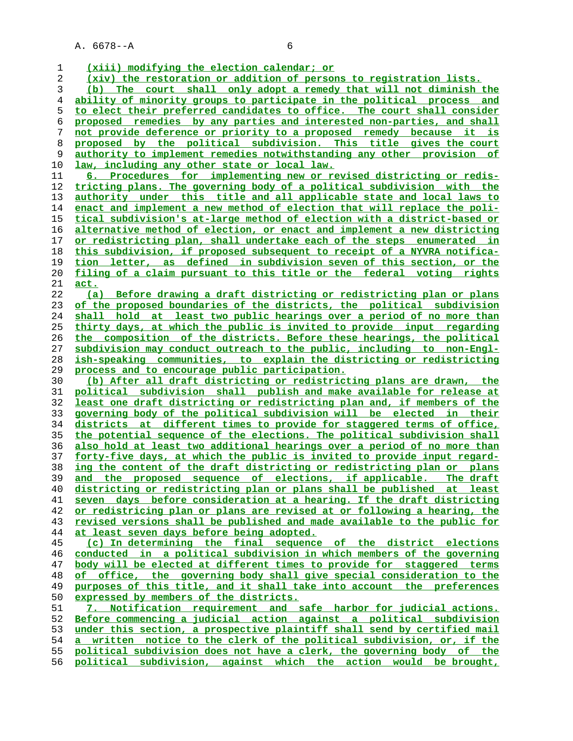(xiii) modifying the election calendar; or

(xiv) the restoration or addition of persons to registration lists.

(b) The court shall only adopt a remedy that will not diminish the ability of minority groups to participate in the political process and to elect their preferred candidates to office. The court shall consider proposed remedies by any parties and interested non-parties, and shall not provide deference or priority to a proposed remedy because it is proposed by the political subdivision. This title gives the court authority to implement remedies notwithstanding any other provision of law, including any other state or local law.

6. Procedures for implementing new or revised districting or redistricting plans. The governing body of a political subdivision with the authority under this title and all applicable state and local laws to enact and implement a new method of election that will replace the political subdivision's at-large method of election with a district-based or alternative method of election, or enact and implement a new districting or redistricting plan, shall undertake each of the steps enumerated in this subdivision, if proposed subsequent to receipt of a NYVRA notification letter, as defined in subdivision seven of this section, or the filing of a claim pursuant to this title or the federal voting rights act.

(a) Before drawing a draft districting or redistricting plan or plans of the proposed boundaries of the districts, the political subdivision shall hold at least two public hearings over a period of no more than thirty days, at which the public is invited to provide input regarding the composition of the districts. Before these hearings, the political subdivision may conduct outreach to the public, including to non-English-speaking communities, to explain the districting or redistricting process and to encourage public participation.

(b) After all draft districting or redistricting plans are drawn, the political subdivision shall publish and make available for release at least one draft districting or redistricting plan and, if members of the governing body of the political subdivision will be elected in their districts at different times to provide for staggered terms of office, the potential sequence of the elections. The political subdivision shall also hold at least two additional hearings over a period of no more than forty-five days, at which the public is invited to provide input regarding the content of the draft districting or redistricting plan or plans and the proposed sequence of elections, if applicable. The draft districting or redistricting plan or plans shall be published at least seven days before consideration at a hearing. If the draft districting or redistricing plan or plans are revised at or following a hearing, the revised versions shall be published and made available to the public for at least seven days before being adopted.

(c) In determining the final sequence of the district elections conducted in a political subdivision in which members of the governing body will be elected at different times to provide for staggered terms of office, the governing body shall give special consideration to the purposes of this title, and it shall take into account the preferences expressed by members of the districts.

7. Notification requirement and safe harbor for judicial actions. Before commencing a judicial action against a political subdivision under this section, a prospective plaintiff shall send by certified mail a written notice to the clerk of the political subdivision, or, if the political subdivision does not have a clerk, the governing body of the political subdivision, against which the action would be brought,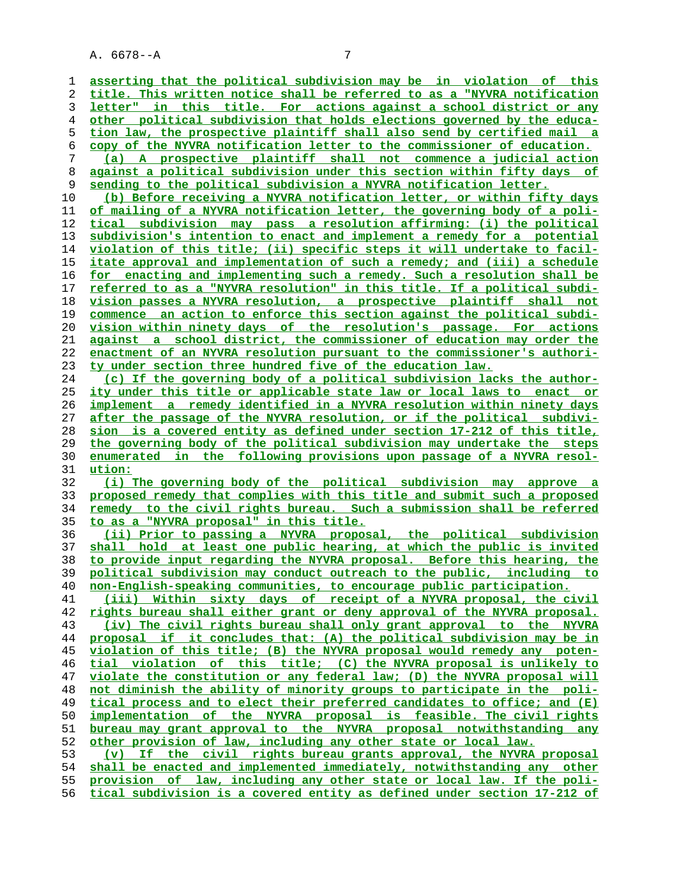asserting that the political subdivision may be in violation of this title. This written notice shall be referred to as a "NYVRA notification letter" in this title. For actions against a school district or any other political subdivision that holds elections governed by the education law, the prospective plaintiff shall also send by certified mail a copy of the NYVRA notification letter to the commissioner of education.

(a) A prospective plaintiff shall not commence a judicial action against a political subdivision under this section within fifty days of sending to the political subdivision a NYVRA notification letter.

(b) Before receiving a NYVRA notification letter, or within fifty days of mailing of a NYVRA notification letter, the governing body of a political subdivision may pass a resolution affirming: (i) the political subdivision's intention to enact and implement a remedy for a potential violation of this title; (ii) specific steps it will undertake to facilitate approval and implementation of such a remedy; and (iii) a schedule for enacting and implementing such a remedy. Such a resolution shall be referred to as a "NYVRA resolution" in this title. If a political subdivision passes a NYVRA resolution, a prospective plaintiff shall not commence an action to enforce this section against the political subdivision within ninety days of the resolution's passage. For actions against a school district, the commissioner of education may order the enactment of an NYVRA resolution pursuant to the commissioner's authority under section three hundred five of the education law.

(c) If the governing body of a political subdivision lacks the authority under this title or applicable state law or local laws to enact or implement a remedy identified in a NYVRA resolution within ninety days after the passage of the NYVRA resolution, or if the political subdivision is a covered entity as defined under section 17-212 of this title, the governing body of the political subdivision may undertake the steps enumerated in the following provisions upon passage of a NYVRA resolution:

(i) The governing body of the political subdivision may approve a proposed remedy that complies with this title and submit such a proposed remedy to the civil rights bureau. Such a submission shall be referred to as a "NYVRA proposal" in this title.

(ii) Prior to passing a NYVRA proposal, the political subdivision shall hold at least one public hearing, at which the public is invited to provide input regarding the NYVRA proposal. Before this hearing, the political subdivision may conduct outreach to the public, including to non-English-speaking communities, to encourage public participation.

(iii) Within sixty days of receipt of a NYVRA proposal, the civil rights bureau shall either grant or deny approval of the NYVRA proposal.

(iv) The civil rights bureau shall only grant approval to the NYVRA proposal if it concludes that: (A) the political subdivision may be in violation of this title; (B) the NYVRA proposal would remedy any potential violation of this title; (C) the NYVRA proposal is unlikely to violate the constitution or any federal law; (D) the NYVRA proposal will not diminish the ability of minority groups to participate in the political process and to elect their preferred candidates to office; and (E) implementation of the NYVRA proposal is feasible. The civil rights bureau may grant approval to the NYVRA proposal notwithstanding any other provision of law, including any other state or local law.

(v) If the civil rights bureau grants approval, the NYVRA proposal shall be enacted and implemented immediately, notwithstanding any other provision of law, including any other state or local law. If the political subdivision is a covered entity as defined under section 17-212 of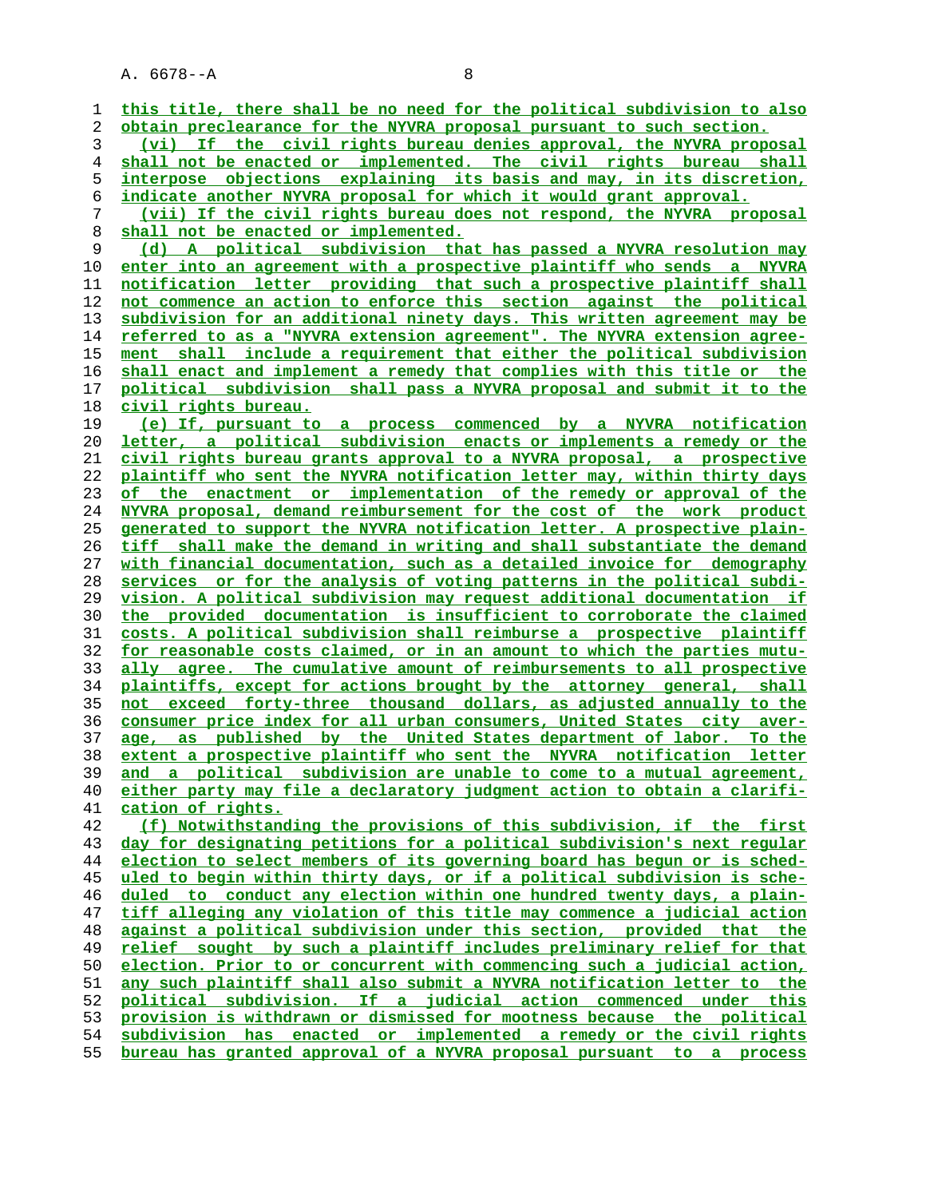this title, there shall be no need for the political subdivision to also obtain preclearance for the NYVRA proposal pursuant to such section.

(vi) If the civil rights bureau denies approval, the NYVRA proposal shall not be enacted or implemented. The civil rights bureau shall interpose objections explaining its basis and may, in its discretion, indicate another NYVRA proposal for which it would grant approval.

(vii) If the civil rights bureau does not respond, the NYVRA proposal shall not be enacted or implemented.

(d) A political subdivision that has passed a NYVRA resolution may enter into an agreement with a prospective plaintiff who sends a NYVRA notification letter providing that such a prospective plaintiff shall not commence an action to enforce this section against the political subdivision for an additional ninety days. This written agreement may be referred to as a "NYVRA extension agreement". The NYVRA extension agreement shall include a requirement that either the political subdivision shall enact and implement a remedy that complies with this title or the political subdivision shall pass a NYVRA proposal and submit it to the civil rights bureau.

(e) If, pursuant to a process commenced by a NYVRA notification letter, a political subdivision enacts or implements a remedy or the civil rights bureau grants approval to a NYVRA proposal, a prospective plaintiff who sent the NYVRA notification letter may, within thirty days of the enactment or implementation of the remedy or approval of the NYVRA proposal, demand reimbursement for the cost of the work product generated to support the NYVRA notification letter. A prospective plaintiff shall make the demand in writing and shall substantiate the demand with financial documentation, such as a detailed invoice for demography services or for the analysis of voting patterns in the political subdivision. A political subdivision may request additional documentation if the provided documentation is insufficient to corroborate the claimed costs. A political subdivision shall reimburse a prospective plaintiff for reasonable costs claimed, or in an amount to which the parties mutually agree. The cumulative amount of reimbursements to all prospective plaintiffs, except for actions brought by the attorney general, shall not exceed forty-three thousand dollars, as adjusted annually to the consumer price index for all urban consumers, United States city average, as published by the United States department of labor. To the extent a prospective plaintiff who sent the NYVRA notification letter and a political subdivision are unable to come to a mutual agreement, either party may file a declaratory judgment action to obtain a clarification of rights.

(f) Notwithstanding the provisions of this subdivision, if the first day for designating petitions for a political subdivision's next regular election to select members of its governing board has begun or is scheduled to begin within thirty days, or if a political subdivision is scheduled to conduct any election within one hundred twenty days, a plaintiff alleging any violation of this title may commence a judicial action against a political subdivision under this section, provided that the relief sought by such a plaintiff includes preliminary relief for that election. Prior to or concurrent with commencing such a judicial action, any such plaintiff shall also submit a NYVRA notification letter to the political subdivision. If a judicial action commenced under this provision is withdrawn or dismissed for mootness because the political subdivision has enacted or implemented a remedy or the civil rights bureau has granted approval of a NYVRA proposal pursuant to a process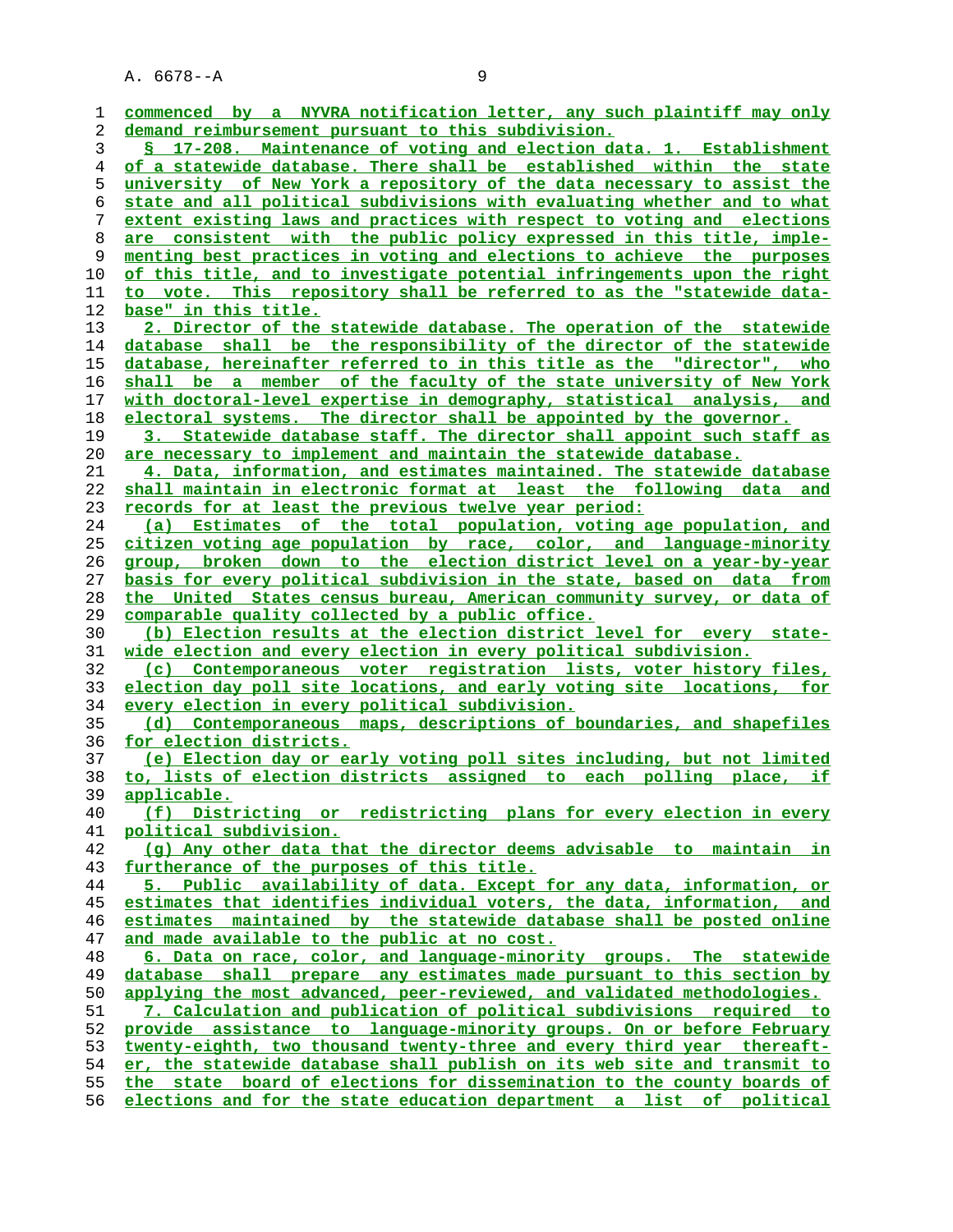commenced by a NYVRA notification letter, any such plaintiff may only demand reimbursement pursuant to this subdivision.

§ 17-208. Maintenance of voting and election data. 1. Establishment of a statewide database. There shall be established within the state university of New York a repository of the data necessary to assist the state and all political subdivisions with evaluating whether and to what extent existing laws and practices with respect to voting and elections are consistent with the public policy expressed in this title, implementing best practices in voting and elections to achieve the purposes of this title, and to investigate potential infringements upon the right to vote. This repository shall be referred to as the "statewide database" in this title.

2. Director of the statewide database. The operation of the statewide database shall be the responsibility of the director of the statewide database, hereinafter referred to in this title as the "director", who shall be a member of the faculty of the state university of New York with doctoral-level expertise in demography, statistical analysis, and electoral systems. The director shall be appointed by the governor.

3. Statewide database staff. The director shall appoint such staff as are necessary to implement and maintain the statewide database.

4. Data, information, and estimates maintained. The statewide database shall maintain in electronic format at least the following data and records for at least the previous twelve year period:

(a) Estimates of the total population, voting age population, and citizen voting age population by race, color, and language-minority group, broken down to the election district level on a year-by-year basis for every political subdivision in the state, based on data from the United States census bureau, American community survey, or data of comparable quality collected by a public office.

(b) Election results at the election district level for every statewide election and every election in every political subdivision.

(c) Contemporaneous voter registration lists, voter history files, election day poll site locations, and early voting site locations, for every election in every political subdivision.

(d) Contemporaneous maps, descriptions of boundaries, and shapefiles for election districts.

(e) Election day or early voting poll sites including, but not limited to, lists of election districts assigned to each polling place, if applicable.

(f) Districting or redistricting plans for every election in every political subdivision.

(g) Any other data that the director deems advisable to maintain in furtherance of the purposes of this title.

5. Public availability of data. Except for any data, information, or estimates that identifies individual voters, the data, information, and estimates maintained by the statewide database shall be posted online and made available to the public at no cost.

6. Data on race, color, and language-minority groups. The statewide database shall prepare any estimates made pursuant to this section by applying the most advanced, peer-reviewed, and validated methodologies.

7. Calculation and publication of political subdivisions required to provide assistance to language-minority groups. On or before February twenty-eighth, two thousand twenty-three and every third year thereafter, the statewide database shall publish on its web site and transmit to the state board of elections for dissemination to the county boards of elections and for the state education department a list of political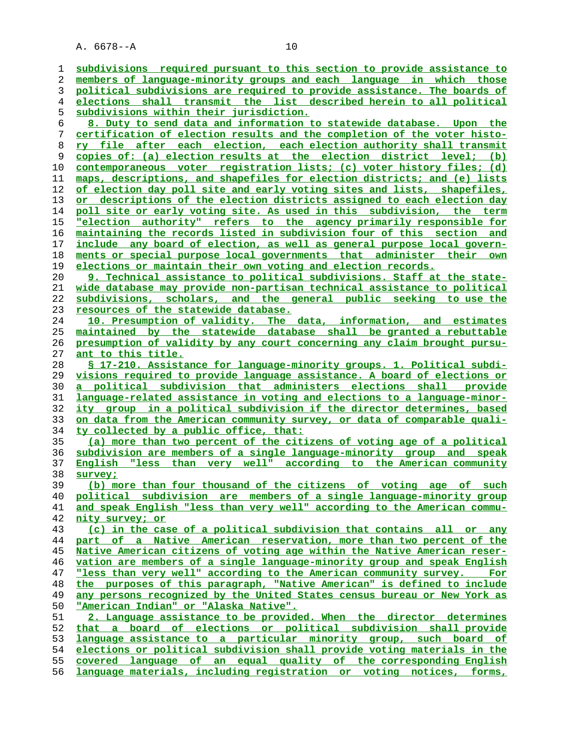subdivisions required pursuant to this section to provide assistance to members of language-minority groups and each language in which those political subdivisions are required to provide assistance. The boards of elections shall transmit the list described herein to all political subdivisions within their jurisdiction.

8. Duty to send data and information to statewide database. Upon the certification of election results and the completion of the voter history file after each election, each election authority shall transmit copies of: (a) election results at the election district level; (b) contemporaneous voter registration lists; (c) voter history files; (d) maps, descriptions, and shapefiles for election districts; and (e) lists of election day poll site and early voting sites and lists, shapefiles, or descriptions of the election districts assigned to each election day poll site or early voting site. As used in this subdivision, the term "election authority" refers to the agency primarily responsible for maintaining the records listed in subdivision four of this section and include any board of election, as well as general purpose local governments or special purpose local governments that administer their own elections or maintain their own voting and election records.

9. Technical assistance to political subdivisions. Staff at the statewide database may provide non-partisan technical assistance to political subdivisions, scholars, and the general public seeking to use the resources of the statewide database.

10. Presumption of validity. The data, information, and estimates maintained by the statewide database shall be granted a rebuttable presumption of validity by any court concerning any claim brought pursuant to this title.

§ 17-210. Assistance for language-minority groups. 1. Political subdivisions required to provide language assistance. A board of elections or a political subdivision that administers elections shall provide language-related assistance in voting and elections to a language-minority group in a political subdivision if the director determines, based on data from the American community survey, or data of comparable quality collected by a public office, that:

(a) more than two percent of the citizens of voting age of a political subdivision are members of a single language-minority group and speak English "less than very well" according to the American community survey;

(b) more than four thousand of the citizens of voting age of such political subdivision are members of a single language-minority group and speak English "less than very well" according to the American community survey; or

(c) in the case of a political subdivision that contains all or any part of a Native American reservation, more than two percent of the Native American citizens of voting age within the Native American reservation are members of a single language-minority group and speak English "less than very well" according to the American community survey. For the purposes of this paragraph, "Native American" is defined to include any persons recognized by the United States census bureau or New York as "American Indian" or "Alaska Native".

2. Language assistance to be provided. When the director determines that a board of elections or political subdivision shall provide language assistance to a particular minority group, such board of elections or political subdivision shall provide voting materials in the covered language of an equal quality of the corresponding English language materials, including registration or voting notices, forms,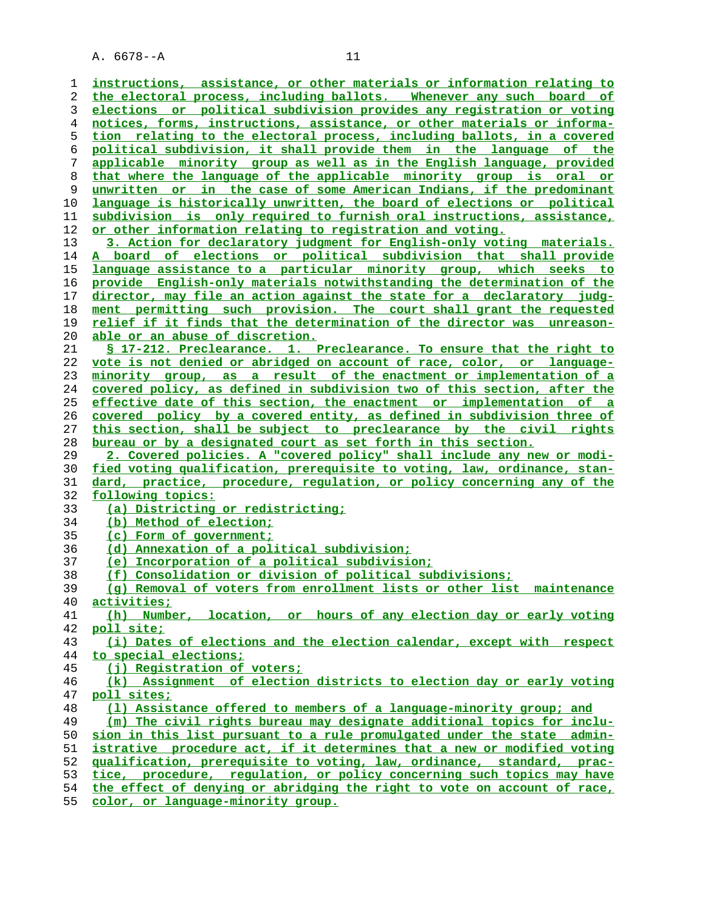instructions, assistance, or other materials or information relating to the electoral process, including ballots. Whenever any such board of elections or political subdivision provides any registration or voting notices, forms, instructions, assistance, or other materials or information relating to the electoral process, including ballots, in a covered political subdivision, it shall provide them in the language of the applicable minority group as well as in the English language, provided that where the language of the applicable minority group is oral or unwritten or in the case of some American Indians, if the predominant language is historically unwritten, the board of elections or political subdivision is only required to furnish oral instructions, assistance, or other information relating to registration and voting.

3. Action for declaratory judgment for English-only voting materials. A board of elections or political subdivision that shall provide language assistance to a particular minority group, which seeks to provide English-only materials notwithstanding the determination of the director, may file an action against the state for a declaratory judgment permitting such provision. The court shall grant the requested relief if it finds that the determination of the director was unreasonable or an abuse of discretion.

§ 17-212. Preclearance. 1. Preclearance. To ensure that the right to vote is not denied or abridged on account of race, color, or language-minority group, as a result of the enactment or implementation of a covered policy, as defined in subdivision two of this section, after the effective date of this section, the enactment or implementation of a covered policy by a covered entity, as defined in subdivision three of this section, shall be subject to preclearance by the civil rights bureau or by a designated court as set forth in this section.

2. Covered policies. A "covered policy" shall include any new or modified voting qualification, prerequisite to voting, law, ordinance, standard, practice, procedure, regulation, or policy concerning any of the following topics:

(a) Districting or redistricting;

(b) Method of election;

(c) Form of government;

(d) Annexation of a political subdivision;

(e) Incorporation of a political subdivision;

(f) Consolidation or division of political subdivisions;

(g) Removal of voters from enrollment lists or other list maintenance activities;

(h) Number, location, or hours of any election day or early voting poll site;

(i) Dates of elections and the election calendar, except with respect to special elections;

(j) Registration of voters;

(k) Assignment of election districts to election day or early voting poll sites;

(l) Assistance offered to members of a language-minority group; and

(m) The civil rights bureau may designate additional topics for inclusion in this list pursuant to a rule promulgated under the state administrative procedure act, if it determines that a new or modified voting qualification, prerequisite to voting, law, ordinance, standard, practice, procedure, regulation, or policy concerning such topics may have the effect of denying or abridging the right to vote on account of race, color, or language-minority group.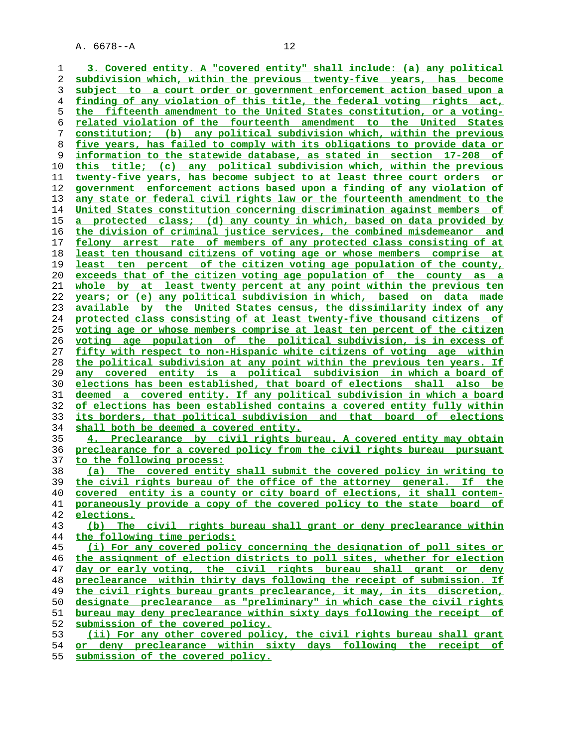3. Covered entity. A "covered entity" shall include: (a) any political subdivision which, within the previous twenty-five years, has become subject to a court order or government enforcement action based upon a finding of any violation of this title, the federal voting rights act, the fifteenth amendment to the United States constitution, or a voting-related violation of the fourteenth amendment to the United States constitution; (b) any political subdivision which, within the previous five years, has failed to comply with its obligations to provide data or information to the statewide database, as stated in section 17-208 of this title; (c) any political subdivision which, within the previous twenty-five years, has become subject to at least three court orders or government enforcement actions based upon a finding of any violation of any state or federal civil rights law or the fourteenth amendment to the United States constitution concerning discrimination against members of a protected class; (d) any county in which, based on data provided by the division of criminal justice services, the combined misdemeanor and felony arrest rate of members of any protected class consisting of at least ten thousand citizens of voting age or whose members comprise at least ten percent of the citizen voting age population of the county, exceeds that of the citizen voting age population of the county as a whole by at least twenty percent at any point within the previous ten years; or (e) any political subdivision in which, based on data made available by the United States census, the dissimilarity index of any protected class consisting of at least twenty-five thousand citizens of voting age or whose members comprise at least ten percent of the citizen voting age population of the political subdivision, is in excess of fifty with respect to non-Hispanic white citizens of voting age within the political subdivision at any point within the previous ten years. If any covered entity is a political subdivision in which a board of elections has been established, that board of elections shall also be deemed a covered entity. If any political subdivision in which a board of elections has been established contains a covered entity fully within its borders, that political subdivision and that board of elections shall both be deemed a covered entity.

4. Preclearance by civil rights bureau. A covered entity may obtain preclearance for a covered policy from the civil rights bureau pursuant to the following process:

(a) The covered entity shall submit the covered policy in writing to the civil rights bureau of the office of the attorney general. If the covered entity is a county or city board of elections, it shall contemporaneously provide a copy of the covered policy to the state board of elections.

(b) The civil rights bureau shall grant or deny preclearance within the following time periods:

(i) For any covered policy concerning the designation of poll sites or the assignment of election districts to poll sites, whether for election day or early voting, the civil rights bureau shall grant or deny preclearance within thirty days following the receipt of submission. If the civil rights bureau grants preclearance, it may, in its discretion, designate preclearance as "preliminary" in which case the civil rights bureau may deny preclearance within sixty days following the receipt of submission of the covered policy.

(ii) For any other covered policy, the civil rights bureau shall grant or deny preclearance within sixty days following the receipt of submission of the covered policy.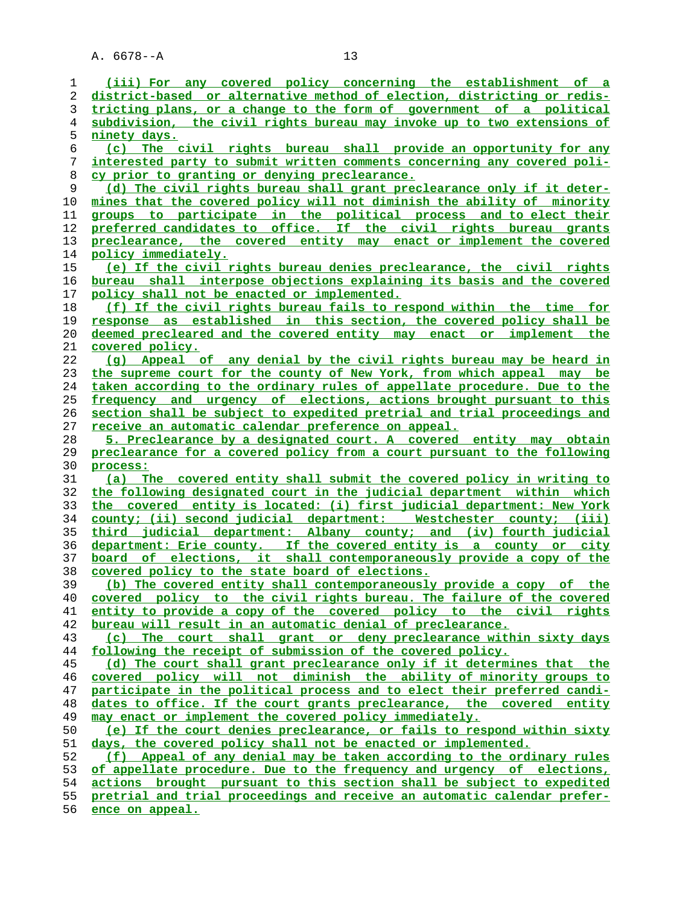(iii) For any covered policy concerning the establishment of a district-based or alternative method of election, districting or redistricting plans, or a change to the form of government of a political subdivision, the civil rights bureau may invoke up to two extensions of ninety days.

(c) The civil rights bureau shall provide an opportunity for any interested party to submit written comments concerning any covered policy prior to granting or denying preclearance.

(d) The civil rights bureau shall grant preclearance only if it determines that the covered policy will not diminish the ability of minority groups to participate in the political process and to elect their preferred candidates to office. If the civil rights bureau grants preclearance, the covered entity may enact or implement the covered policy immediately.

(e) If the civil rights bureau denies preclearance, the civil rights bureau shall interpose objections explaining its basis and the covered policy shall not be enacted or implemented.

(f) If the civil rights bureau fails to respond within the time for response as established in this section, the covered policy shall be deemed precleared and the covered entity may enact or implement the covered policy.

(g) Appeal of any denial by the civil rights bureau may be heard in the supreme court for the county of New York, from which appeal may be taken according to the ordinary rules of appellate procedure. Due to the frequency and urgency of elections, actions brought pursuant to this section shall be subject to expedited pretrial and trial proceedings and receive an automatic calendar preference on appeal.

5. Preclearance by a designated court. A covered entity may obtain preclearance for a covered policy from a court pursuant to the following process:

(a) The covered entity shall submit the covered policy in writing to the following designated court in the judicial department within which the covered entity is located: (i) first judicial department: New York county; (ii) second judicial department: Westchester county; (iii) third judicial department: Albany county; and (iv) fourth judicial department: Erie county. If the covered entity is a county or city board of elections, it shall contemporaneously provide a copy of the covered policy to the state board of elections.

(b) The covered entity shall contemporaneously provide a copy of the covered policy to the civil rights bureau. The failure of the covered entity to provide a copy of the covered policy to the civil rights bureau will result in an automatic denial of preclearance.

(c) The court shall grant or deny preclearance within sixty days following the receipt of submission of the covered policy.

(d) The court shall grant preclearance only if it determines that the covered policy will not diminish the ability of minority groups to participate in the political process and to elect their preferred candidates to office. If the court grants preclearance, the covered entity may enact or implement the covered policy immediately.

(e) If the court denies preclearance, or fails to respond within sixty days, the covered policy shall not be enacted or implemented.

(f) Appeal of any denial may be taken according to the ordinary rules of appellate procedure. Due to the frequency and urgency of elections, actions brought pursuant to this section shall be subject to expedited pretrial and trial proceedings and receive an automatic calendar preference on appeal.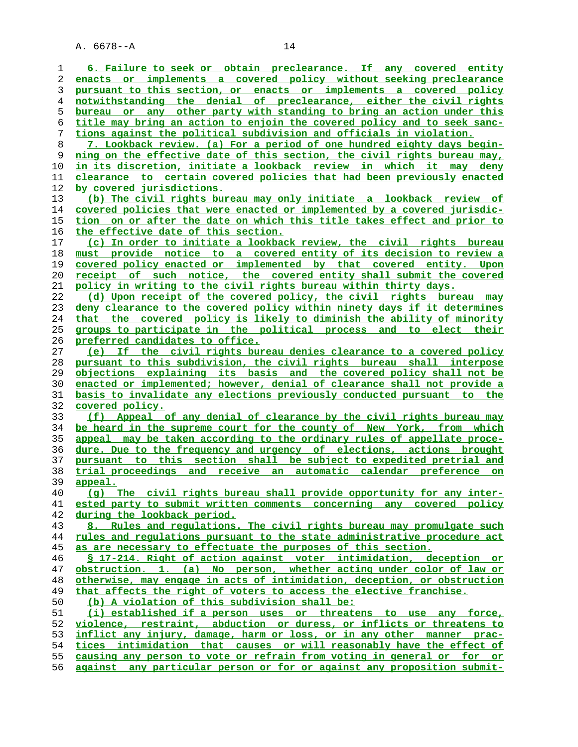6. Failure to seek or obtain preclearance. If any covered entity enacts or implements a covered policy without seeking preclearance pursuant to this section, or enacts or implements a covered policy notwithstanding the denial of preclearance, either the civil rights bureau or any other party with standing to bring an action under this title may bring an action to enjoin the covered policy and to seek sanctions against the political subdivision and officials in violation.

7. Lookback review. (a) For a period of one hundred eighty days beginning on the effective date of this section, the civil rights bureau may, in its discretion, initiate a lookback review in which it may deny clearance to certain covered policies that had been previously enacted by covered jurisdictions.

(b) The civil rights bureau may only initiate a lookback review of covered policies that were enacted or implemented by a covered jurisdiction on or after the date on which this title takes effect and prior to the effective date of this section.

(c) In order to initiate a lookback review, the civil rights bureau must provide notice to a covered entity of its decision to review a covered policy enacted or implemented by that covered entity. Upon receipt of such notice, the covered entity shall submit the covered policy in writing to the civil rights bureau within thirty days.

(d) Upon receipt of the covered policy, the civil rights bureau may deny clearance to the covered policy within ninety days if it determines that the covered policy is likely to diminish the ability of minority groups to participate in the political process and to elect their preferred candidates to office.

(e) If the civil rights bureau denies clearance to a covered policy pursuant to this subdivision, the civil rights bureau shall interpose objections explaining its basis and the covered policy shall not be enacted or implemented; however, denial of clearance shall not provide a basis to invalidate any elections previously conducted pursuant to the covered policy.

(f) Appeal of any denial of clearance by the civil rights bureau may be heard in the supreme court for the county of New York, from which appeal may be taken according to the ordinary rules of appellate procedure. Due to the frequency and urgency of elections, actions brought pursuant to this section shall be subject to expedited pretrial and trial proceedings and receive an automatic calendar preference on appeal.

(g) The civil rights bureau shall provide opportunity for any interested party to submit written comments concerning any covered policy during the lookback period.

8. Rules and regulations. The civil rights bureau may promulgate such rules and regulations pursuant to the state administrative procedure act as are necessary to effectuate the purposes of this section.

§ 17-214. Right of action against voter intimidation, deception or obstruction. 1. (a) No person, whether acting under color of law or otherwise, may engage in acts of intimidation, deception, or obstruction that affects the right of voters to access the elective franchise.

(b) A violation of this subdivision shall be:

(i) established if a person uses or threatens to use any force, violence, restraint, abduction or duress, or inflicts or threatens to inflict any injury, damage, harm or loss, or in any other manner practices intimidation that causes or will reasonably have the effect of causing any person to vote or refrain from voting in general or for or against any particular person or for or against any proposition submit-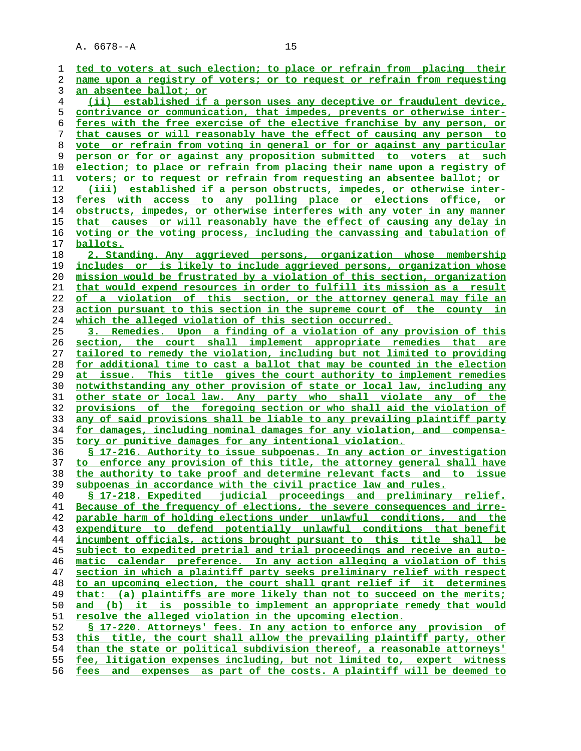ted to voters at such election; to place or refrain from placing their name upon a registry of voters; or to request or refrain from requesting an absentee ballot; or

(ii) established if a person uses any deceptive or fraudulent device, contrivance or communication, that impedes, prevents or otherwise interferes with the free exercise of the elective franchise by any person, or that causes or will reasonably have the effect of causing any person to vote or refrain from voting in general or for or against any particular person or for or against any proposition submitted to voters at such election; to place or refrain from placing their name upon a registry of voters; or to request or refrain from requesting an absentee ballot; or

(iii) established if a person obstructs, impedes, or otherwise interferes with access to any polling place or elections office, or obstructs, impedes, or otherwise interferes with any voter in any manner that causes or will reasonably have the effect of causing any delay in voting or the voting process, including the canvassing and tabulation of ballots.

2. Standing. Any aggrieved persons, organization whose membership includes or is likely to include aggrieved persons, organization whose mission would be frustrated by a violation of this section, organization that would expend resources in order to fulfill its mission as a result of a violation of this section, or the attorney general may file an action pursuant to this section in the supreme court of the county in which the alleged violation of this section occurred.

3. Remedies. Upon a finding of a violation of any provision of this section, the court shall implement appropriate remedies that are tailored to remedy the violation, including but not limited to providing for additional time to cast a ballot that may be counted in the election at issue. This title gives the court authority to implement remedies notwithstanding any other provision of state or local law, including any other state or local law. Any party who shall violate any of the provisions of the foregoing section or who shall aid the violation of any of said provisions shall be liable to any prevailing plaintiff party for damages, including nominal damages for any violation, and compensatory or punitive damages for any intentional violation.

§ 17-216. Authority to issue subpoenas. In any action or investigation to enforce any provision of this title, the attorney general shall have the authority to take proof and determine relevant facts and to issue subpoenas in accordance with the civil practice law and rules.

§ 17-218. Expedited judicial proceedings and preliminary relief. Because of the frequency of elections, the severe consequences and irreparable harm of holding elections under unlawful conditions, and the expenditure to defend potentially unlawful conditions that benefit incumbent officials, actions brought pursuant to this title shall be subject to expedited pretrial and trial proceedings and receive an automatic calendar preference. In any action alleging a violation of this section in which a plaintiff party seeks preliminary relief with respect to an upcoming election, the court shall grant relief if it determines that: (a) plaintiffs are more likely than not to succeed on the merits; and (b) it is possible to implement an appropriate remedy that would resolve the alleged violation in the upcoming election.

§ 17-220. Attorneys' fees. In any action to enforce any provision of this title, the court shall allow the prevailing plaintiff party, other than the state or political subdivision thereof, a reasonable attorneys' fee, litigation expenses including, but not limited to, expert witness fees and expenses as part of the costs. A plaintiff will be deemed to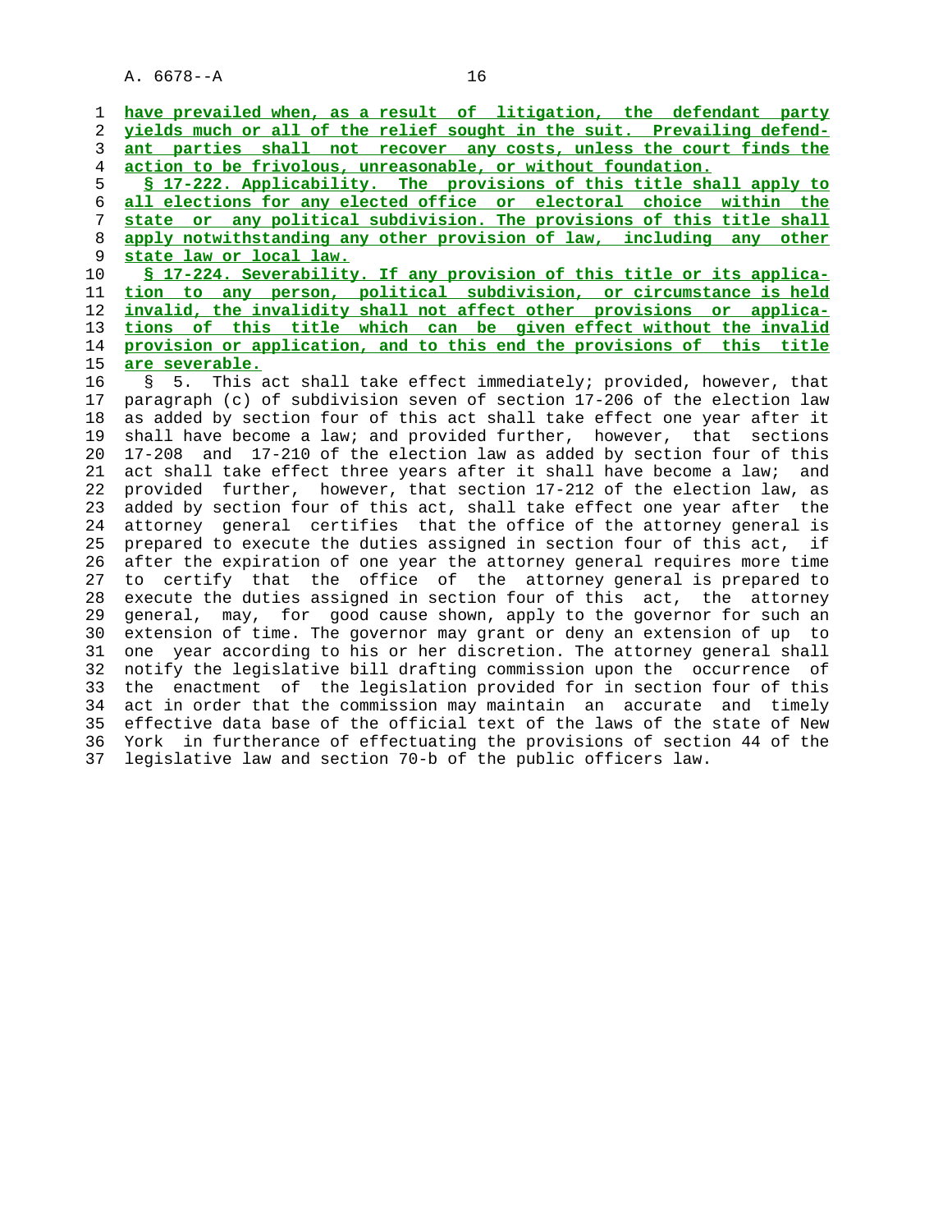have prevailed when, as a result of litigation, the defendant party yields much or all of the relief sought in the suit. Prevailing defendant parties shall not recover any costs, unless the court finds the action to be frivolous, unreasonable, or without foundation.

§ 17-222. Applicability. The provisions of this title shall apply to all elections for any elected office or electoral choice within the state or any political subdivision. The provisions of this title shall apply notwithstanding any other provision of law, including any other state law or local law.

§ 17-224. Severability. If any provision of this title or its application to any person, political subdivision, or circumstance is held invalid, the invalidity shall not affect other provisions or applications of this title which can be given effect without the invalid provision or application, and to this end the provisions of this title are severable.

§ 5. This act shall take effect immediately; provided, however, that paragraph (c) of subdivision seven of section 17-206 of the election law as added by section four of this act shall take effect one year after it shall have become a law; and provided further, however, that sections 17-208 and 17-210 of the election law as added by section four of this act shall take effect three years after it shall have become a law; and provided further, however, that section 17-212 of the election law, as added by section four of this act, shall take effect one year after the attorney general certifies that the office of the attorney general is prepared to execute the duties assigned in section four of this act, if after the expiration of one year the attorney general requires more time to certify that the office of the attorney general is prepared to execute the duties assigned in section four of this act, the attorney general, may, for good cause shown, apply to the governor for such an extension of time. The governor may grant or deny an extension of up to one year according to his or her discretion. The attorney general shall notify the legislative bill drafting commission upon the occurrence of the enactment of the legislation provided for in section four of this act in order that the commission may maintain an accurate and timely effective data base of the official text of the laws of the state of New York in furtherance of effectuating the provisions of section 44 of the legislative law and section 70-b of the public officers law.